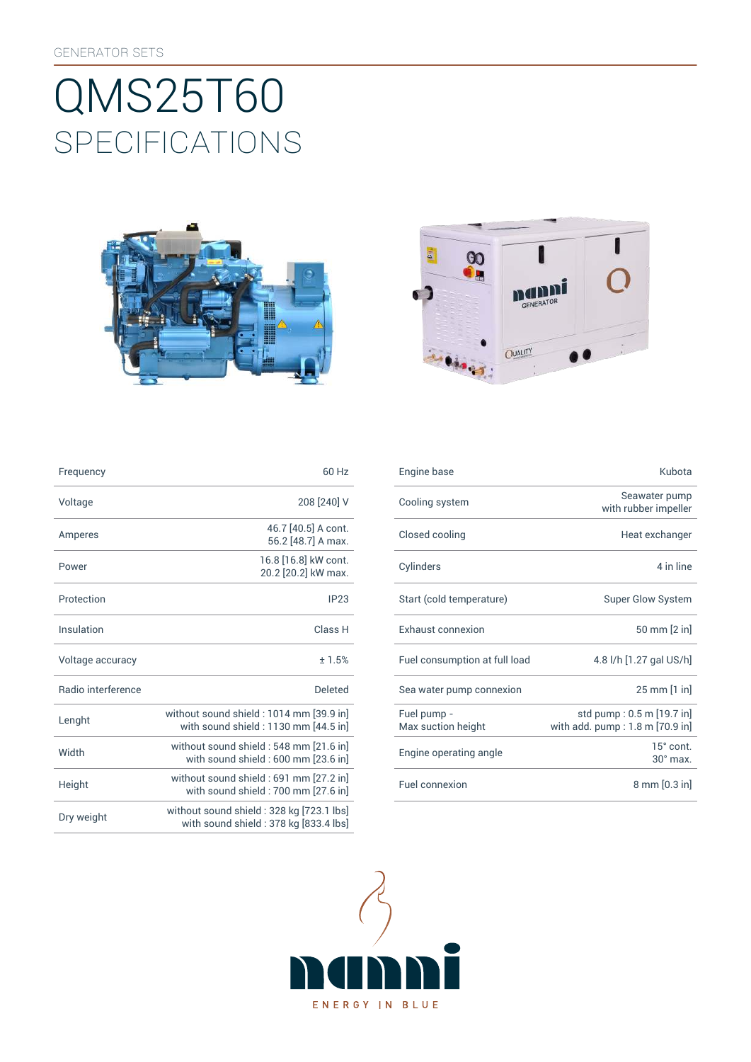GENERATOR SETS

# QMS25T60
## SPECIFICATIONS

| | |
|---|---|
| Frequency | 60 Hz |
| Voltage | 208 [240] V |
| Amperes | 46.7 [40.5] A cont. 56.2 [48.7] A max. |
| Power | 16.8 [16.8] kW cont. 20.2 [20.2] kW max. |
| Protection | IP23 |
| Insulation | Class H |
| Voltage accuracy | ± 1.5% |
| Radio interference | Deleted |
| Lenght | without sound shield : 1014 mm [39.9 in] with sound shield : 1130 mm [44.5 in] |
| Width | without sound shield : 548 mm [21.6 in] with sound shield : 600 mm [23.6 in] |
| Height | without sound shield : 691 mm [27.2 in] with sound shield : 700 mm [27.6 in] |
| Dry weight | without sound shield : 328 kg [723.1 lbs] with sound shield : 378 kg [833.4 lbs] |

| | |
|---|---|
| Engine base | Kubota |
| Cooling system | Seawater pump with rubber impeller |
| Closed cooling | Heat exchanger |
| Cylinders | 4 in line |
| Start (cold temperature) | Super Glow System |
| Exhaust connexion | 50 mm [2 in] |
| Fuel consumption at full load | 4.8 l/h [1.27 gal US/h] |
| Sea water pump connexion | 25 mm [1 in] |
| Fuel pump - Max suction height | std pump : 0.5 m [19.7 in] with add. pump : 1.8 m [70.9 in] |
| Engine operating angle | 15° cont. 30° max. |
| Fuel connexion | 8 mm [0.3 in] |

nanni

ENERGY IN BLUE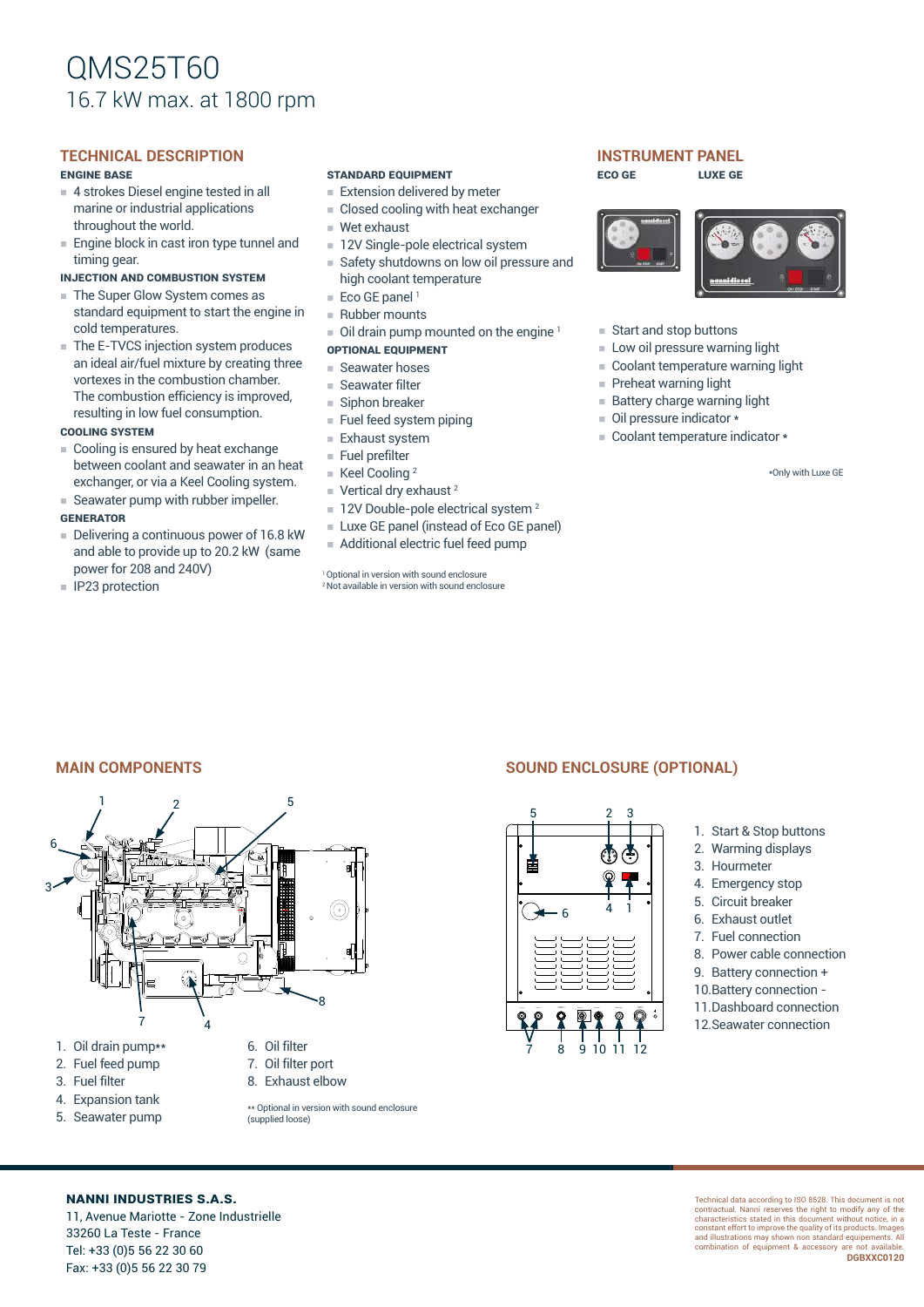# QMS25T60

16.7 kW max. at 1800 rpm

## TECHNICAL DESCRIPTION

### ENGINE BASE

- 4 strokes Diesel engine tested in all marine or industrial applications throughout the world.
- Engine block in cast iron type tunnel and timing gear.

### INJECTION AND COMBUSTION SYSTEM

- The Super Glow System comes as standard equipment to start the engine in cold temperatures.
- The E-TVCS injection system produces an ideal air/fuel mixture by creating three vortexes in the combustion chamber. The combustion efficiency is improved, resulting in low fuel consumption.

### COOLING SYSTEM

- Cooling is ensured by heat exchange between coolant and seawater in an heat exchanger, or via a Keel Cooling system.
- Seawater pump with rubber impeller.

### GENERATOR

- Delivering a continuous power of 16.8 kW and able to provide up to 20.2 kW (same power for 208 and 240V)
- IP23 protection

### STANDARD EQUIPMENT

- Extension delivered by meter
- Closed cooling with heat exchanger
- Wet exhaust
- 12V Single-pole electrical system
- Safety shutdowns on low oil pressure and high coolant temperature
- Eco GE panel [1]
- Rubber mounts
- Oil drain pump mounted on the engine [1]

### OPTIONAL EQUIPMENT

- Seawater hoses
- Seawater filter
- Siphon breaker
- Fuel feed system piping
- Exhaust system
- Fuel prefilter
- Keel Cooling [2]
- Vertical dry exhaust [2]
- 12V Double-pole electrical system [2]
- Luxe GE panel (instead of Eco GE panel)
- Additional electric fuel feed pump

[1] Optional in version with sound enclosure
[2] Not available in version with sound enclosure

## INSTRUMENT PANEL

ECO GE

LUXE GE

- Start and stop buttons
- Low oil pressure warning light
- Coolant temperature warning light
- Preheat warning light
- Battery charge warning light
- Oil pressure indicator *
- Coolant temperature indicator *

*Only with Luxe GE

## MAIN COMPONENTS

1. Oil drain pump**
2. Fuel feed pump
3. Fuel filter
4. Expansion tank
5. Seawater pump
6. Oil filter
7. Oil filter port
8. Exhaust elbow

** Optional in version with sound enclosure (supplied loose)

## SOUND ENCLOSURE (OPTIONAL)

1. Start & Stop buttons
2. Warming displays
3. Hourmeter
4. Emergency stop
5. Circuit breaker
6. Exhaust outlet
7. Fuel connection
8. Power cable connection
9. Battery connection +
10. Dashboard connection -
11. Dashboard connection
12. Seawater connection

**NANNI INDUSTRIES S.A.S.**
11, Avenue Mariotte - Zone Industrielle
33260 La Teste - France
Tel: +33 (0)5 56 22 30 60
Fax: +33 (0)5 56 22 30 79

Technical data according to ISO 8528. This document is not contractual. Nanni reserves the right to modify any of the characteristics stated in this document without notice, in a constant effort to improve the quality of its products. Images and illustrations may shown non standard equipements. All combination of equipment & accessory are not available.
**DGBXXC0120**